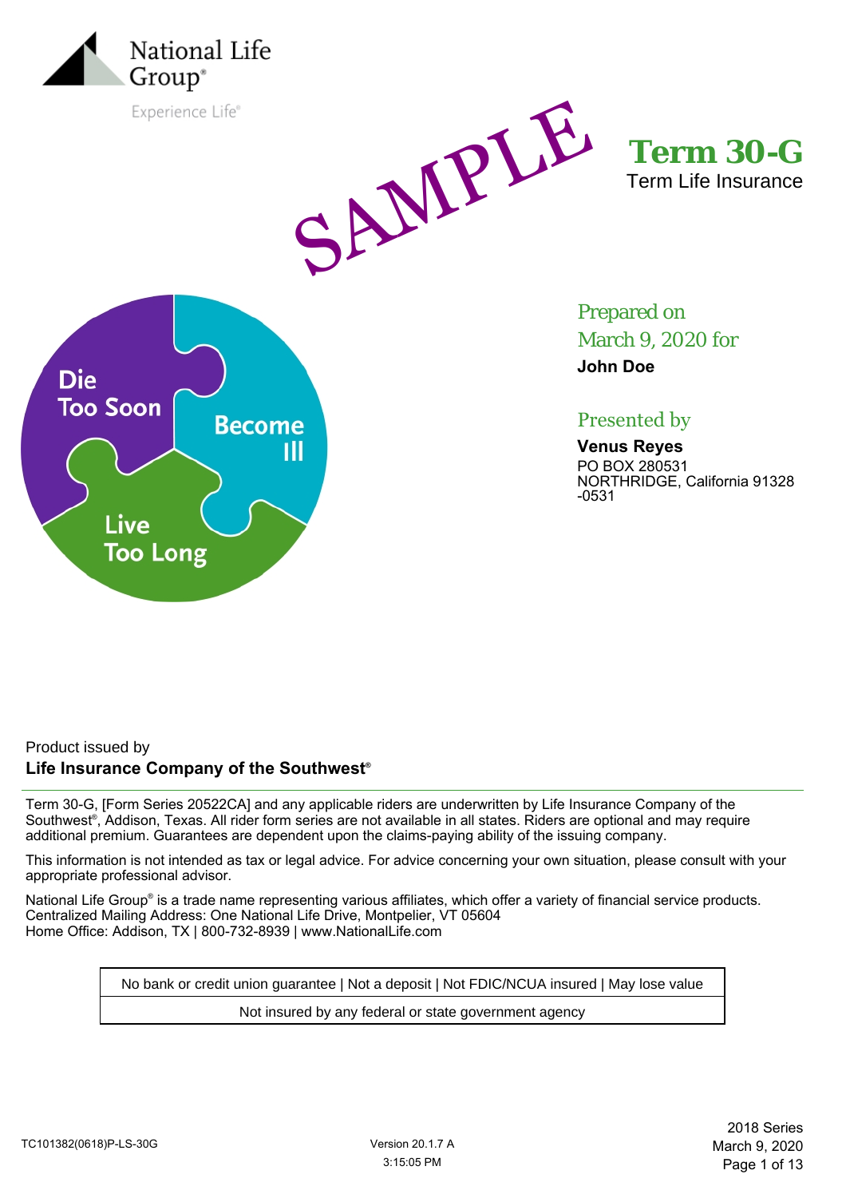National Life Group®

Experience Life®

SAMPLE

# Term 30-G

Term Life Insurance

Die Too Soon

Become Ill

Live Too Long

Prepared on March 9, 2020 for

**John Doe**

Presented by

**Venus Reyes**
PO BOX 280531
NORTHRIDGE, California 91328 -0531

Product issued by
**Life Insurance Company of the Southwest®**

Term 30-G, [Form Series 20522CA] and any applicable riders are underwritten by Life Insurance Company of the Southwest®, Addison, Texas. All rider form series are not available in all states. Riders are optional and may require additional premium. Guarantees are dependent upon the claims-paying ability of the issuing company.

This information is not intended as tax or legal advice. For advice concerning your own situation, please consult with your appropriate professional advisor.

National Life Group® is a trade name representing various affiliates, which offer a variety of financial service products.
Centralized Mailing Address: One National Life Drive, Montpelier, VT 05604
Home Office: Addison, TX | 800-732-8939 | www.NationalLife.com

| No bank or credit union guarantee \| Not a deposit \| Not FDIC/NCUA insured \| May lose value |
|---|
| Not insured by any federal or state government agency |

TC101382(0618)P-LS-30G

Version 20.1.7 A
3:15:05 PM

2018 Series
March 9, 2020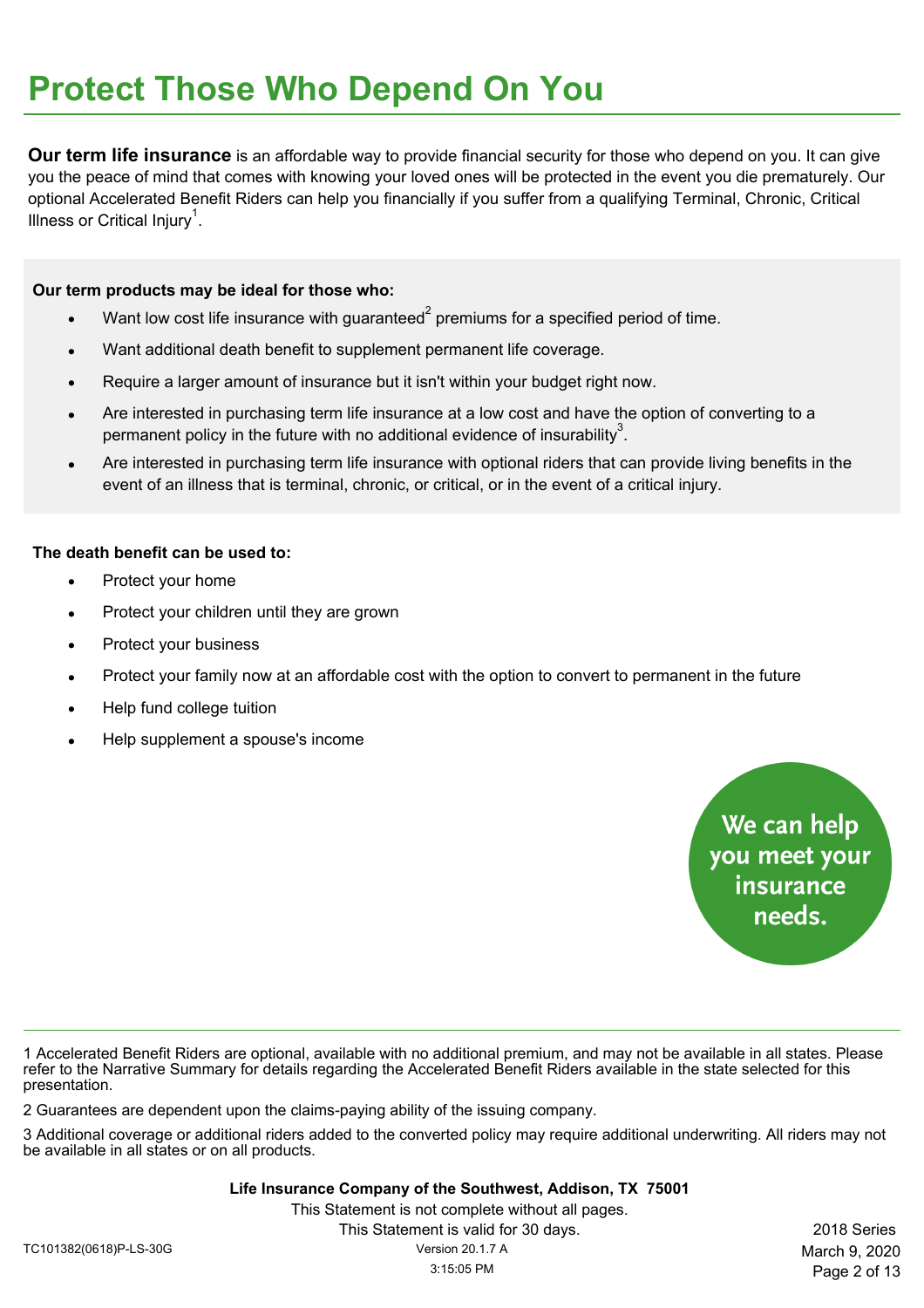# Protect Those Who Depend On You

**Our term life insurance** is an affordable way to provide financial security for those who depend on you. It can give you the peace of mind that comes with knowing your loved ones will be protected in the event you die prematurely. Our optional Accelerated Benefit Riders can help you financially if you suffer from a qualifying Terminal, Chronic, Critical Illness or Critical Injury[1].

**Our term products may be ideal for those who:**

- Want low cost life insurance with guaranteed[2] premiums for a specified period of time.
- Want additional death benefit to supplement permanent life coverage.
- Require a larger amount of insurance but it isn't within your budget right now.
- Are interested in purchasing term life insurance at a low cost and have the option of converting to a permanent policy in the future with no additional evidence of insurability[3].
- Are interested in purchasing term life insurance with optional riders that can provide living benefits in the event of an illness that is terminal, chronic, or critical, or in the event of a critical injury.

**The death benefit can be used to:**

- Protect your home
- Protect your children until they are grown
- Protect your business
- Protect your family now at an affordable cost with the option to convert to permanent in the future
- Help fund college tuition
- Help supplement a spouse's income

We can help you meet your insurance needs.

---

1 Accelerated Benefit Riders are optional, available with no additional premium, and may not be available in all states. Please refer to the Narrative Summary for details regarding the Accelerated Benefit Riders available in the state selected for this presentation.

2 Guarantees are dependent upon the claims-paying ability of the issuing company.

3 Additional coverage or additional riders added to the converted policy may require additional underwriting. All riders may not be available in all states or on all products.

**Life Insurance Company of the Southwest, Addison, TX 75001**

This Statement is not complete without all pages.

This Statement is valid for 30 days.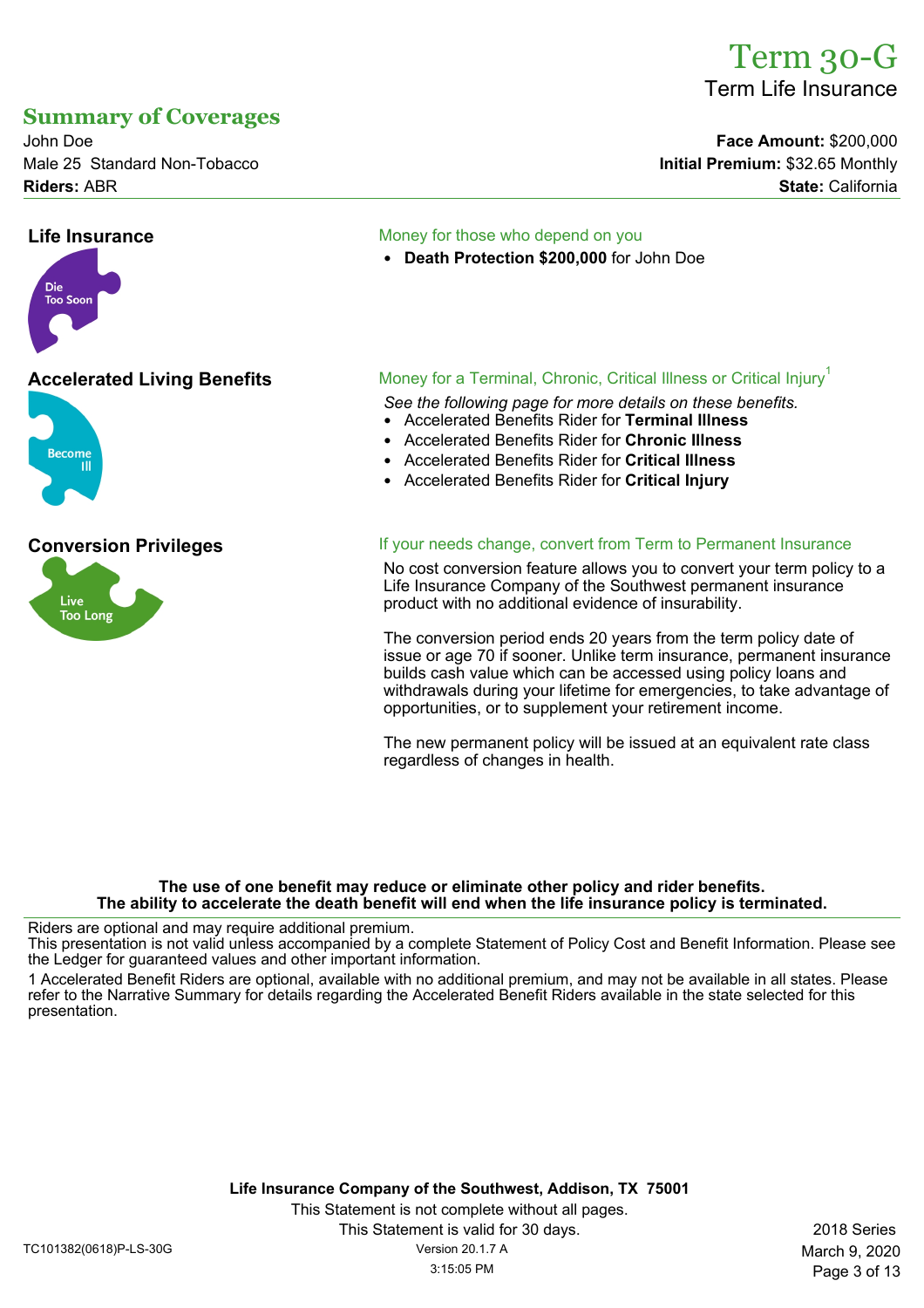# Term 30-G

Term Life Insurance

## Summary of Coverages

John Doe
Male 25  Standard Non-Tobacco
**Riders:** ABR

**Face Amount:** $200,000
**Initial Premium:** $32.65 Monthly
**State:** California

### Life Insurance

Die Too Soon

Money for those who depend on you

- **Death Protection $200,000** for John Doe

### Accelerated Living Benefits

Become Ill

Money for a Terminal, Chronic, Critical Illness or Critical Injury[1]

*See the following page for more details on these benefits.*

- Accelerated Benefits Rider for **Terminal Illness**
- Accelerated Benefits Rider for **Chronic Illness**
- Accelerated Benefits Rider for **Critical Illness**
- Accelerated Benefits Rider for **Critical Injury**

### Conversion Privileges

Live Too Long

If your needs change, convert from Term to Permanent Insurance

No cost conversion feature allows you to convert your term policy to a Life Insurance Company of the Southwest permanent insurance product with no additional evidence of insurability.

The conversion period ends 20 years from the term policy date of issue or age 70 if sooner. Unlike term insurance, permanent insurance builds cash value which can be accessed using policy loans and withdrawals during your lifetime for emergencies, to take advantage of opportunities, or to supplement your retirement income.

The new permanent policy will be issued at an equivalent rate class regardless of changes in health.

**The use of one benefit may reduce or eliminate other policy and rider benefits.**
**The ability to accelerate the death benefit will end when the life insurance policy is terminated.**

Riders are optional and may require additional premium.
This presentation is not valid unless accompanied by a complete Statement of Policy Cost and Benefit Information. Please see the Ledger for guaranteed values and other important information.

1 Accelerated Benefit Riders are optional, available with no additional premium, and may not be available in all states. Please refer to the Narrative Summary for details regarding the Accelerated Benefit Riders available in the state selected for this presentation.

**Life Insurance Company of the Southwest, Addison, TX 75001**
This Statement is not complete without all pages.
This Statement is valid for 30 days.

TC101382(0618)P-LS-30G    Version 20.1.7 A    3:15:05 PM    2018 Series    March 9, 2020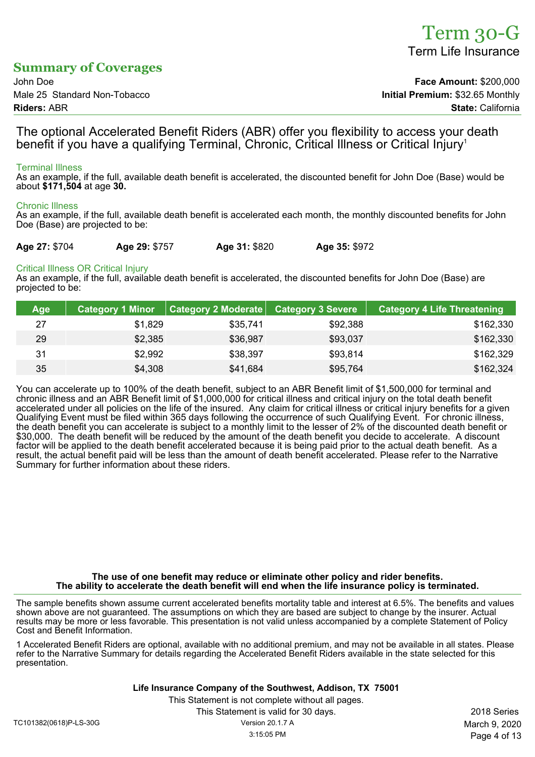# Term 30-G

Term Life Insurance

## Summary of Coverages

John Doe
Male 25 Standard Non-Tobacco
**Riders:** ABR

**Face Amount:** $200,000
**Initial Premium:** $32.65 Monthly
**State:** California

### The optional Accelerated Benefit Riders (ABR) offer you flexibility to access your death benefit if you have a qualifying Terminal, Chronic, Critical Illness or Critical Injury[1]

**Terminal Illness**

As an example, if the full, available death benefit is accelerated, the discounted benefit for John Doe (Base) would be about **$171,504** at age **30.**

**Chronic Illness**

As an example, if the full, available death benefit is accelerated each month, the monthly discounted benefits for John Doe (Base) are projected to be:

**Age 27:** $704 **Age 29:** $757 **Age 31:** $820 **Age 35:** $972

**Critical Illness OR Critical Injury**

As an example, if the full, available death benefit is accelerated, the discounted benefits for John Doe (Base) are projected to be:

| Age | Category 1 Minor | Category 2 Moderate | Category 3 Severe | Category 4 Life Threatening |
|---|---|---|---|---|
| 27 | $1,829 | $35,741 | $92,388 | $162,330 |
| 29 | $2,385 | $36,987 | $93,037 | $162,330 |
| 31 | $2,992 | $38,397 | $93,814 | $162,329 |
| 35 | $4,308 | $41,684 | $95,764 | $162,324 |

You can accelerate up to 100% of the death benefit, subject to an ABR Benefit limit of $1,500,000 for terminal and chronic illness and an ABR Benefit limit of $1,000,000 for critical illness and critical injury on the total death benefit accelerated under all policies on the life of the insured. Any claim for critical illness or critical injury benefits for a given Qualifying Event must be filed within 365 days following the occurrence of such Qualifying Event. For chronic illness, the death benefit you can accelerate is subject to a monthly limit to the lesser of 2% of the discounted death benefit or $30,000. The death benefit will be reduced by the amount of the death benefit you decide to accelerate. A discount factor will be applied to the death benefit accelerated because it is being paid prior to the actual death benefit. As a result, the actual benefit paid will be less than the amount of death benefit accelerated. Please refer to the Narrative Summary for further information about these riders.

**The use of one benefit may reduce or eliminate other policy and rider benefits.**
**The ability to accelerate the death benefit will end when the life insurance policy is terminated.**

The sample benefits shown assume current accelerated benefits mortality table and interest at 6.5%. The benefits and values shown above are not guaranteed. The assumptions on which they are based are subject to change by the insurer. Actual results may be more or less favorable. This presentation is not valid unless accompanied by a complete Statement of Policy Cost and Benefit Information.

1 Accelerated Benefit Riders are optional, available with no additional premium, and may not be available in all states. Please refer to the Narrative Summary for details regarding the Accelerated Benefit Riders available in the state selected for this presentation.

**Life Insurance Company of the Southwest, Addison, TX 75001**

This Statement is not complete without all pages.
This Statement is valid for 30 days.

TC101382(0618)P-LS-30G Version 20.1.7 A 3:15:05 PM 2018 Series March 9, 2020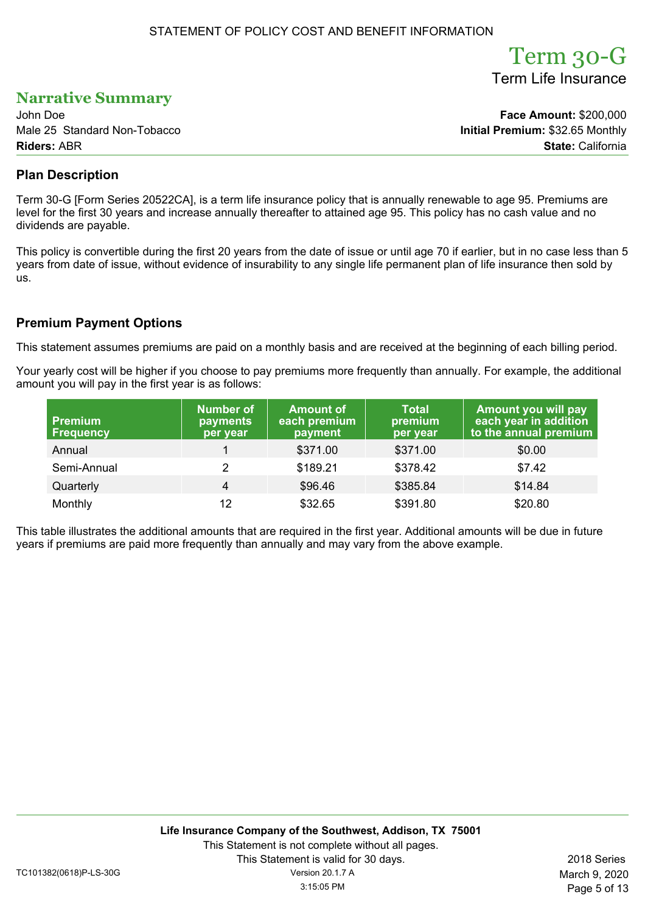STATEMENT OF POLICY COST AND BENEFIT INFORMATION

# Term 30-G

Term Life Insurance

## Narrative Summary

John Doe
Male 25 Standard Non-Tobacco
**Riders:** ABR

**Face Amount:** $200,000
**Initial Premium:** $32.65 Monthly
**State:** California

### Plan Description

Term 30-G [Form Series 20522CA], is a term life insurance policy that is annually renewable to age 95. Premiums are level for the first 30 years and increase annually thereafter to attained age 95. This policy has no cash value and no dividends are payable.

This policy is convertible during the first 20 years from the date of issue or until age 70 if earlier, but in no case less than 5 years from date of issue, without evidence of insurability to any single life permanent plan of life insurance then sold by us.

### Premium Payment Options

This statement assumes premiums are paid on a monthly basis and are received at the beginning of each billing period.

Your yearly cost will be higher if you choose to pay premiums more frequently than annually. For example, the additional amount you will pay in the first year is as follows:

| Premium Frequency | Number of payments per year | Amount of each premium payment | Total premium per year | Amount you will pay each year in addition to the annual premium |
|---|---|---|---|---|
| Annual | 1 | $371.00 | $371.00 | $0.00 |
| Semi-Annual | 2 | $189.21 | $378.42 | $7.42 |
| Quarterly | 4 | $96.46 | $385.84 | $14.84 |
| Monthly | 12 | $32.65 | $391.80 | $20.80 |

This table illustrates the additional amounts that are required in the first year. Additional amounts will be due in future years if premiums are paid more frequently than annually and may vary from the above example.

**Life Insurance Company of the Southwest, Addison, TX 75001**
This Statement is not complete without all pages.
This Statement is valid for 30 days.

TC101382(0618)P-LS-30G

Version 20.1.7 A
3:15:05 PM

2018 Series
March 9, 2020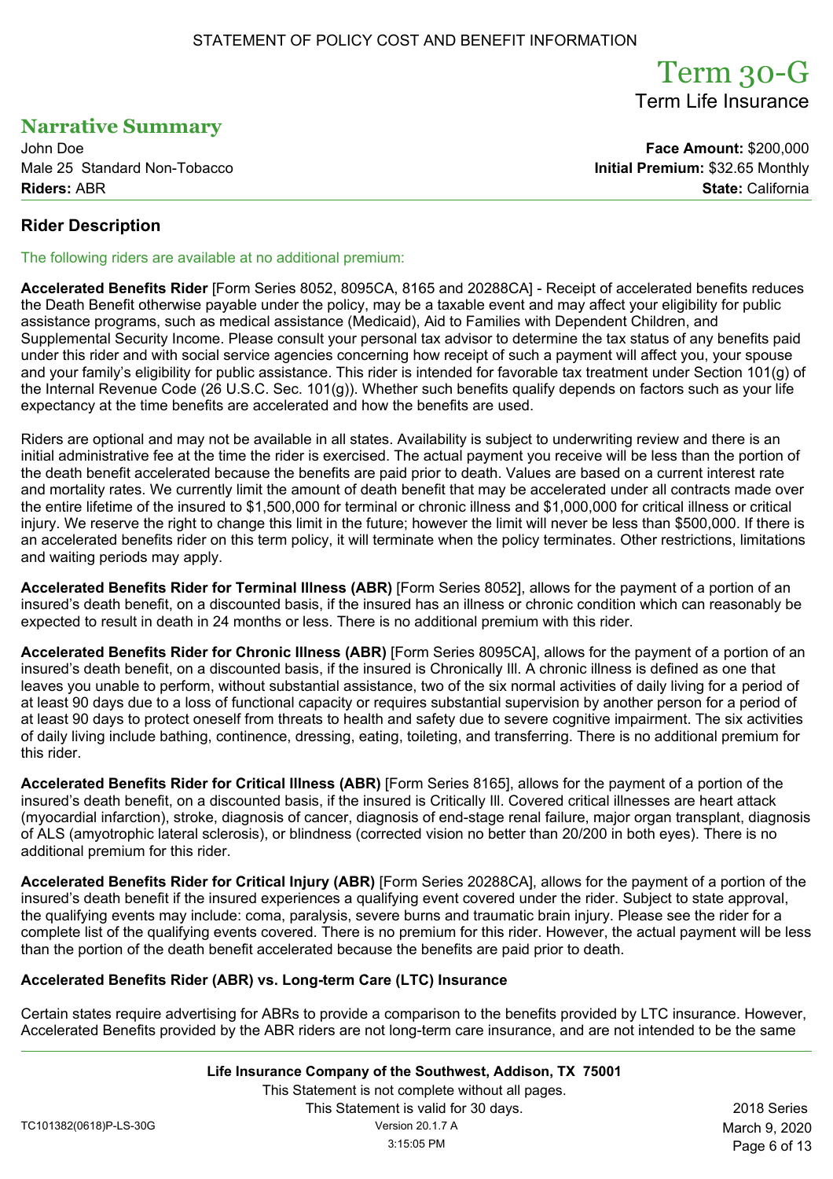# Term 30-G

Term Life Insurance

## Narrative Summary

John Doe
Male 25 Standard Non-Tobacco
**Riders:** ABR

**Face Amount:** $200,000
**Initial Premium:** $32.65 Monthly
**State:** California

### Rider Description

The following riders are available at no additional premium:

**Accelerated Benefits Rider** [Form Series 8052, 8095CA, 8165 and 20288CA] - Receipt of accelerated benefits reduces the Death Benefit otherwise payable under the policy, may be a taxable event and may affect your eligibility for public assistance programs, such as medical assistance (Medicaid), Aid to Families with Dependent Children, and Supplemental Security Income. Please consult your personal tax advisor to determine the tax status of any benefits paid under this rider and with social service agencies concerning how receipt of such a payment will affect you, your spouse and your family's eligibility for public assistance. This rider is intended for favorable tax treatment under Section 101(g) of the Internal Revenue Code (26 U.S.C. Sec. 101(g)). Whether such benefits qualify depends on factors such as your life expectancy at the time benefits are accelerated and how the benefits are used.

Riders are optional and may not be available in all states. Availability is subject to underwriting review and there is an initial administrative fee at the time the rider is exercised. The actual payment you receive will be less than the portion of the death benefit accelerated because the benefits are paid prior to death. Values are based on a current interest rate and mortality rates. We currently limit the amount of death benefit that may be accelerated under all contracts made over the entire lifetime of the insured to $1,500,000 for terminal or chronic illness and $1,000,000 for critical illness or critical injury. We reserve the right to change this limit in the future; however the limit will never be less than $500,000. If there is an accelerated benefits rider on this term policy, it will terminate when the policy terminates. Other restrictions, limitations and waiting periods may apply.

**Accelerated Benefits Rider for Terminal Illness (ABR)** [Form Series 8052], allows for the payment of a portion of an insured's death benefit, on a discounted basis, if the insured has an illness or chronic condition which can reasonably be expected to result in death in 24 months or less. There is no additional premium with this rider.

**Accelerated Benefits Rider for Chronic Illness (ABR)** [Form Series 8095CA], allows for the payment of a portion of an insured's death benefit, on a discounted basis, if the insured is Chronically Ill. A chronic illness is defined as one that leaves you unable to perform, without substantial assistance, two of the six normal activities of daily living for a period of at least 90 days due to a loss of functional capacity or requires substantial supervision by another person for a period of at least 90 days to protect oneself from threats to health and safety due to severe cognitive impairment. The six activities of daily living include bathing, continence, dressing, eating, toileting, and transferring. There is no additional premium for this rider.

**Accelerated Benefits Rider for Critical Illness (ABR)** [Form Series 8165], allows for the payment of a portion of the insured's death benefit, on a discounted basis, if the insured is Critically Ill. Covered critical illnesses are heart attack (myocardial infarction), stroke, diagnosis of cancer, diagnosis of end-stage renal failure, major organ transplant, diagnosis of ALS (amyotrophic lateral sclerosis), or blindness (corrected vision no better than 20/200 in both eyes). There is no additional premium for this rider.

**Accelerated Benefits Rider for Critical Injury (ABR)** [Form Series 20288CA], allows for the payment of a portion of the insured's death benefit if the insured experiences a qualifying event covered under the rider. Subject to state approval, the qualifying events may include: coma, paralysis, severe burns and traumatic brain injury. Please see the rider for a complete list of the qualifying events covered. There is no premium for this rider. However, the actual payment will be less than the portion of the death benefit accelerated because the benefits are paid prior to death.

#### Accelerated Benefits Rider (ABR) vs. Long-term Care (LTC) Insurance

Certain states require advertising for ABRs to provide a comparison to the benefits provided by LTC insurance. However, Accelerated Benefits provided by the ABR riders are not long-term care insurance, and are not intended to be the same